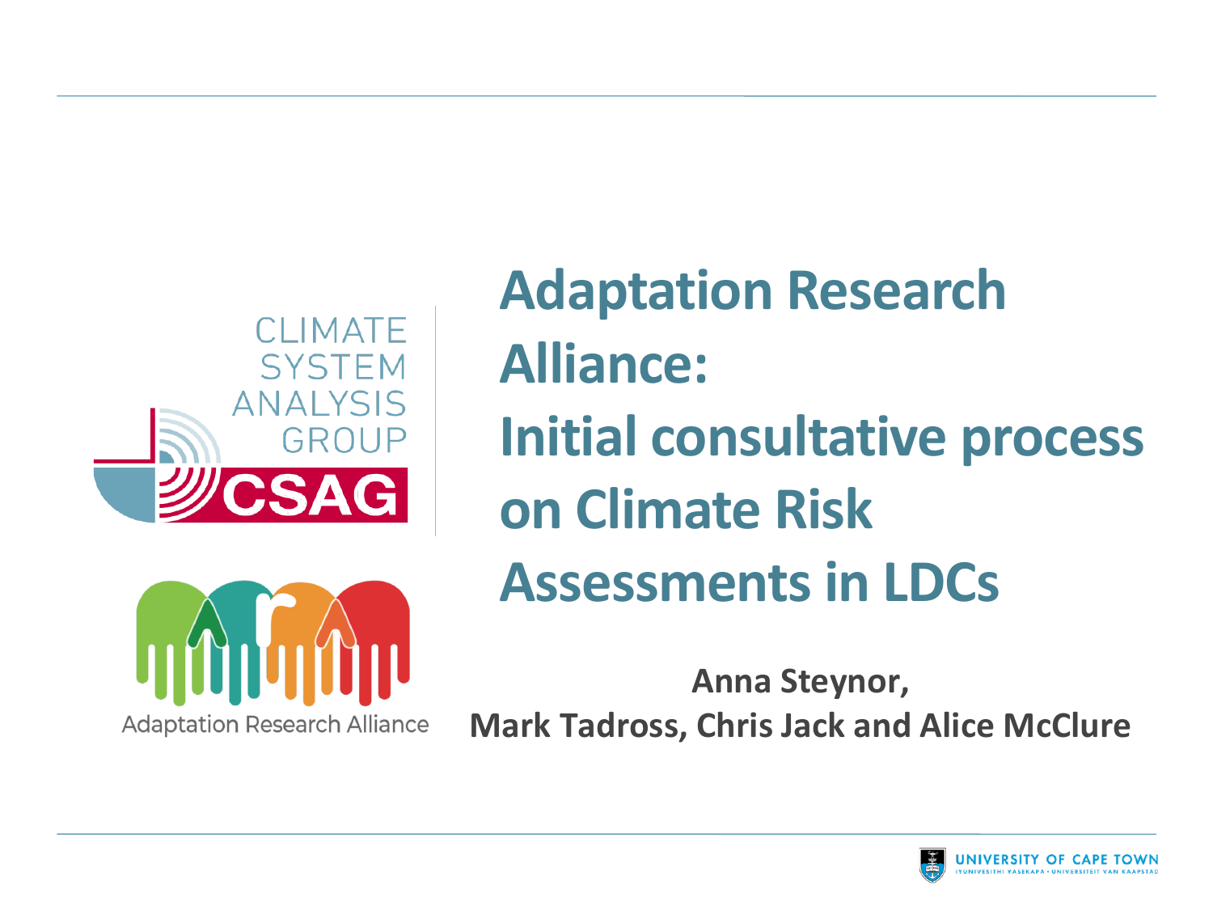# Adaptation Research Alliance: Initial consultative process on Climate Risk Assessments in LDCs

**Anna Steynor,**
**Mark Tadross, Chris Jack and Alice McClure**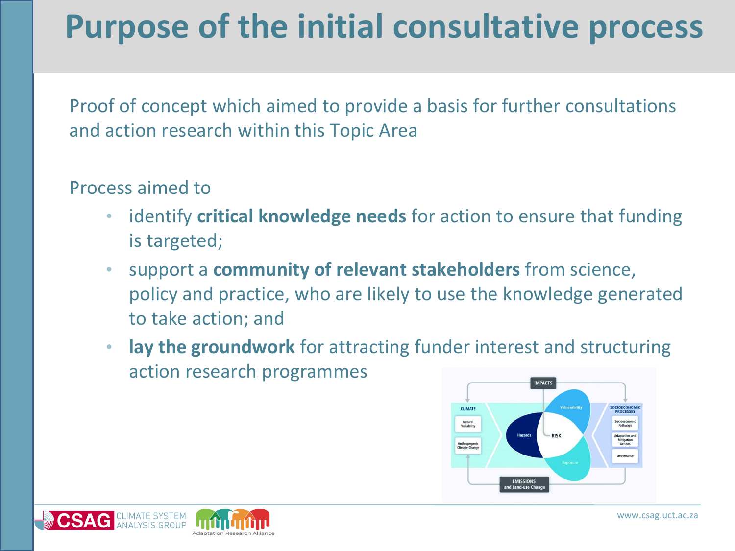# Purpose of the initial consultative process

Proof of concept which aimed to provide a basis for further consultations and action research within this Topic Area

Process aimed to

- identify **critical knowledge needs** for action to ensure that funding is targeted;
- support a **community of relevant stakeholders** from science, policy and practice, who are likely to use the knowledge generated to take action; and
- **lay the groundwork** for attracting funder interest and structuring action research programmes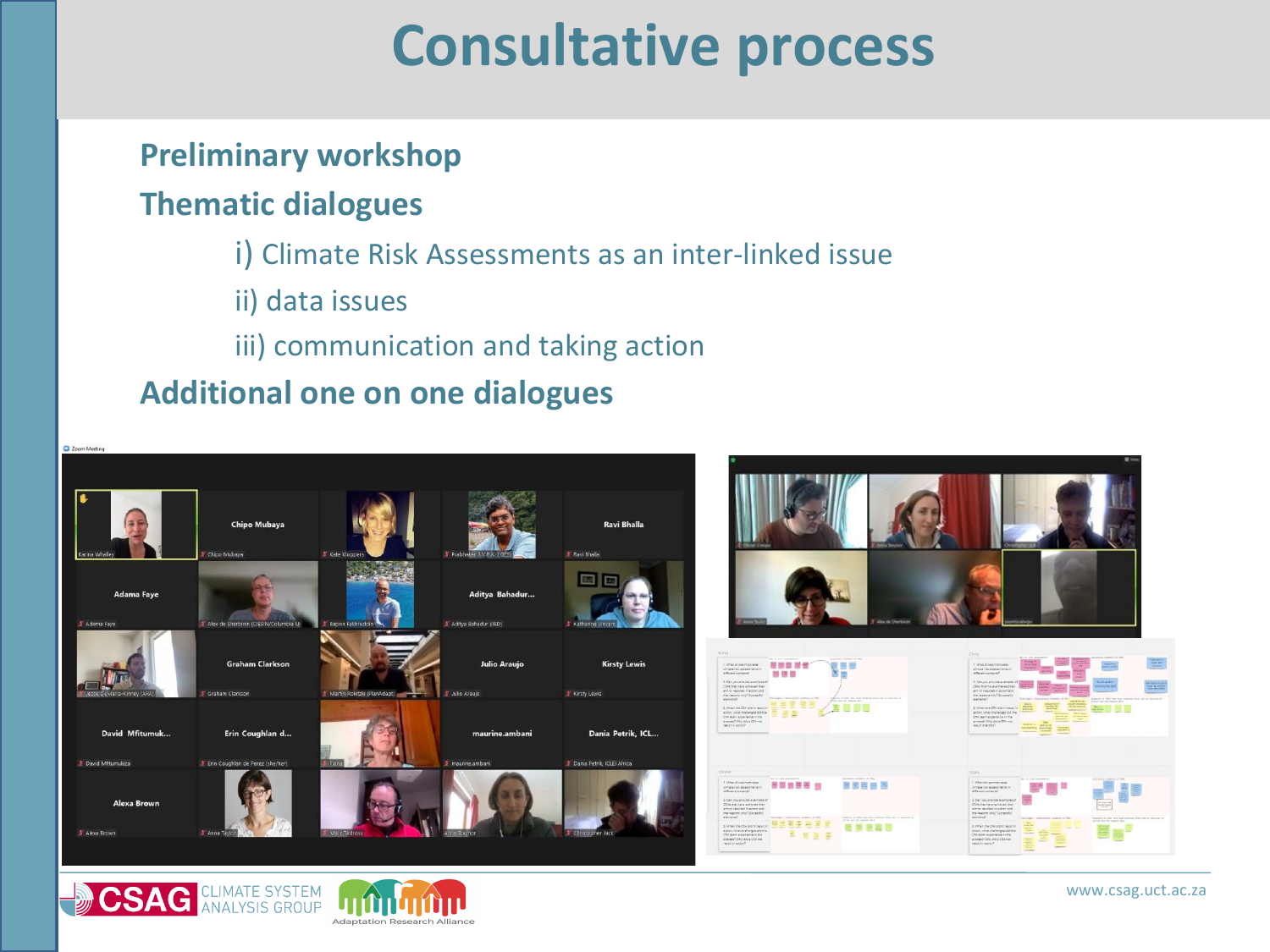# Consultative process

## Preliminary workshop

## Thematic dialogues

- i) Climate Risk Assessments as an inter-linked issue
- ii) data issues
- iii) communication and taking action

## Additional one on one dialogues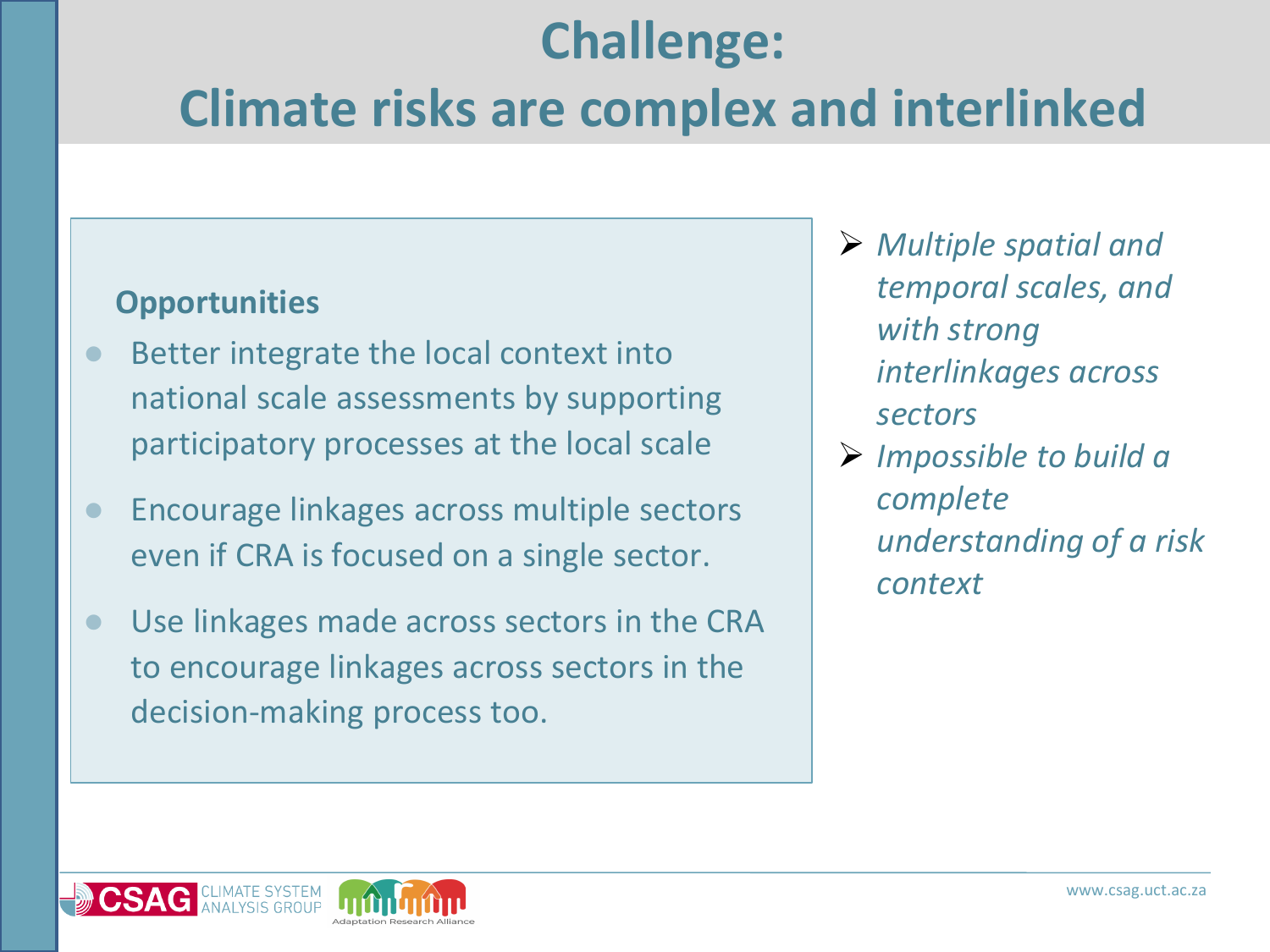# Challenge: Climate risks are complex and interlinked

**Opportunities**

- Better integrate the local context into national scale assessments by supporting participatory processes at the local scale
- Encourage linkages across multiple sectors even if CRA is focused on a single sector.
- Use linkages made across sectors in the CRA to encourage linkages across sectors in the decision-making process too.

- *Multiple spatial and temporal scales, and with strong interlinkages across sectors*
- *Impossible to build a complete understanding of a risk context*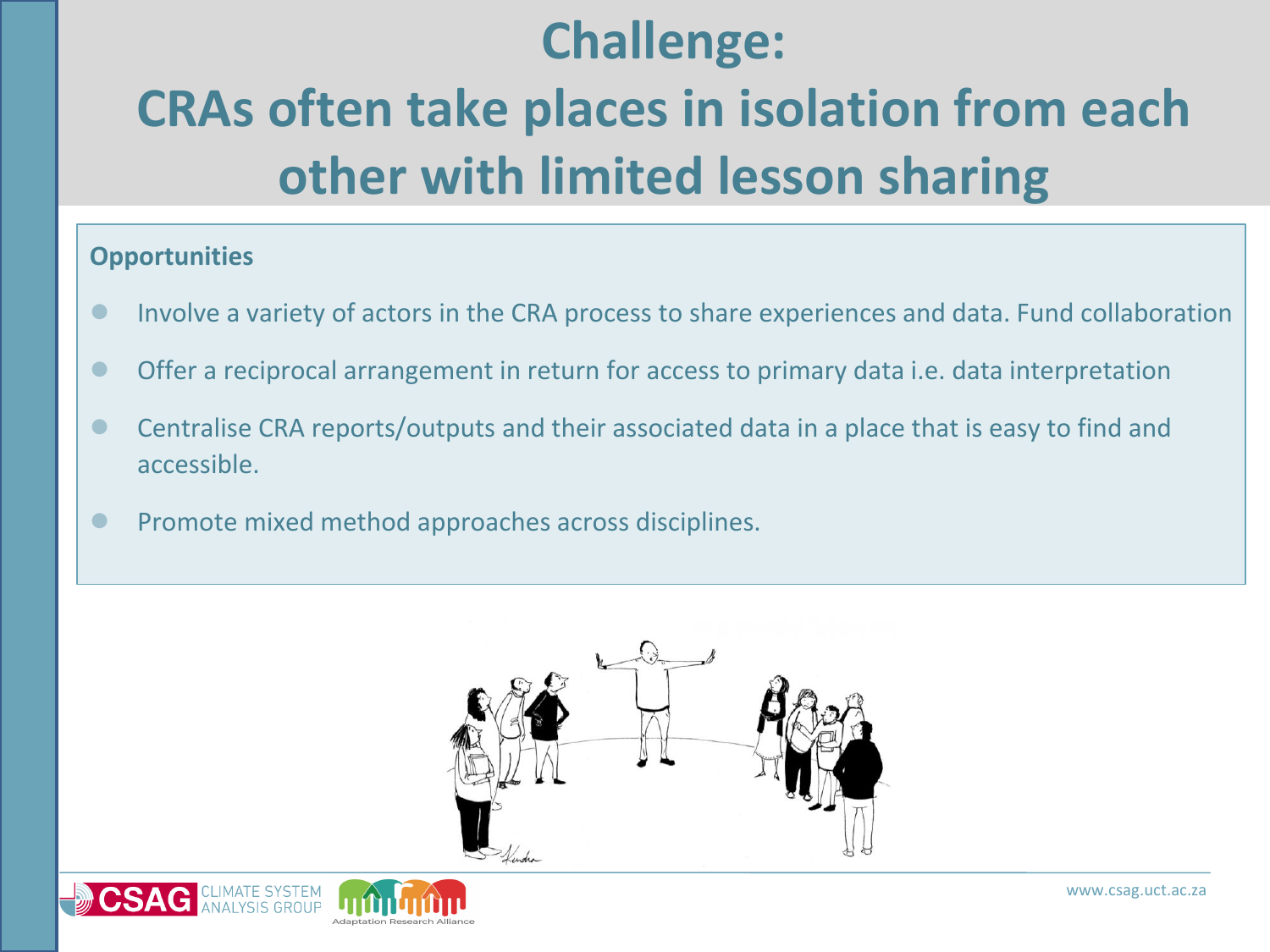# Challenge:
# CRAs often take places in isolation from each other with limited lesson sharing

**Opportunities**

- Involve a variety of actors in the CRA process to share experiences and data. Fund collaboration
- Offer a reciprocal arrangement in return for access to primary data i.e. data interpretation
- Centralise CRA reports/outputs and their associated data in a place that is easy to find and accessible.
- Promote mixed method approaches across disciplines.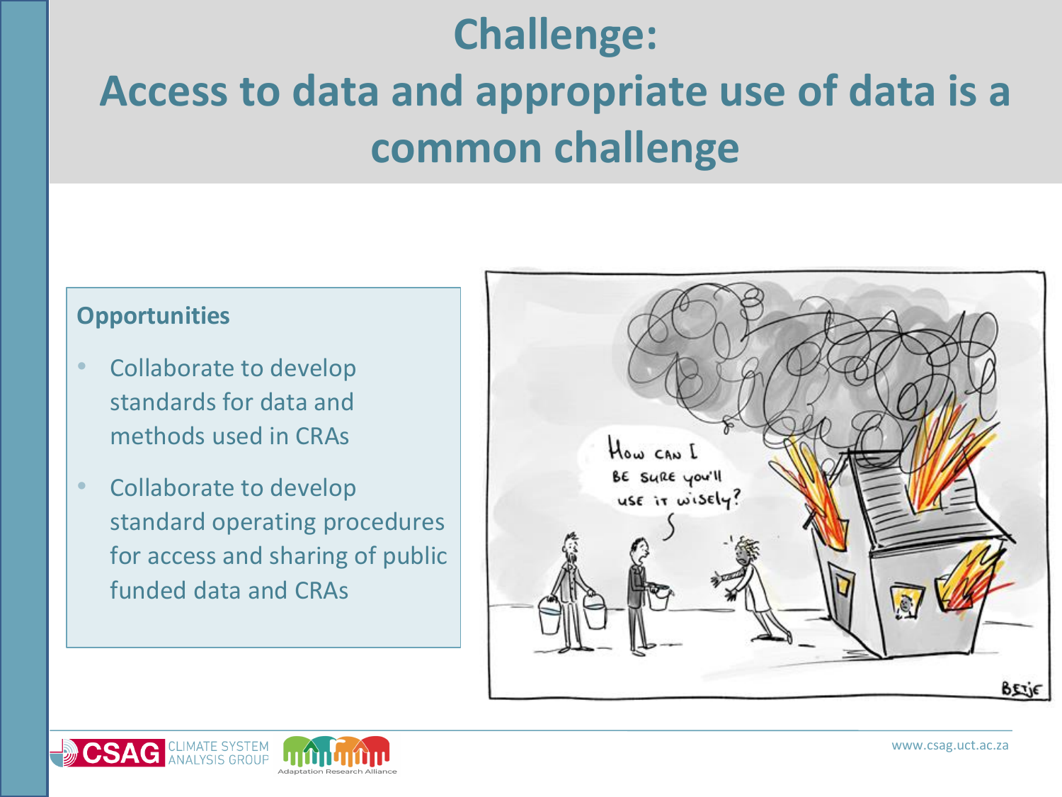# Challenge:
# Access to data and appropriate use of data is a common challenge

### Opportunities

- Collaborate to develop standards for data and methods used in CRAs
- Collaborate to develop standard operating procedures for access and sharing of public funded data and CRAs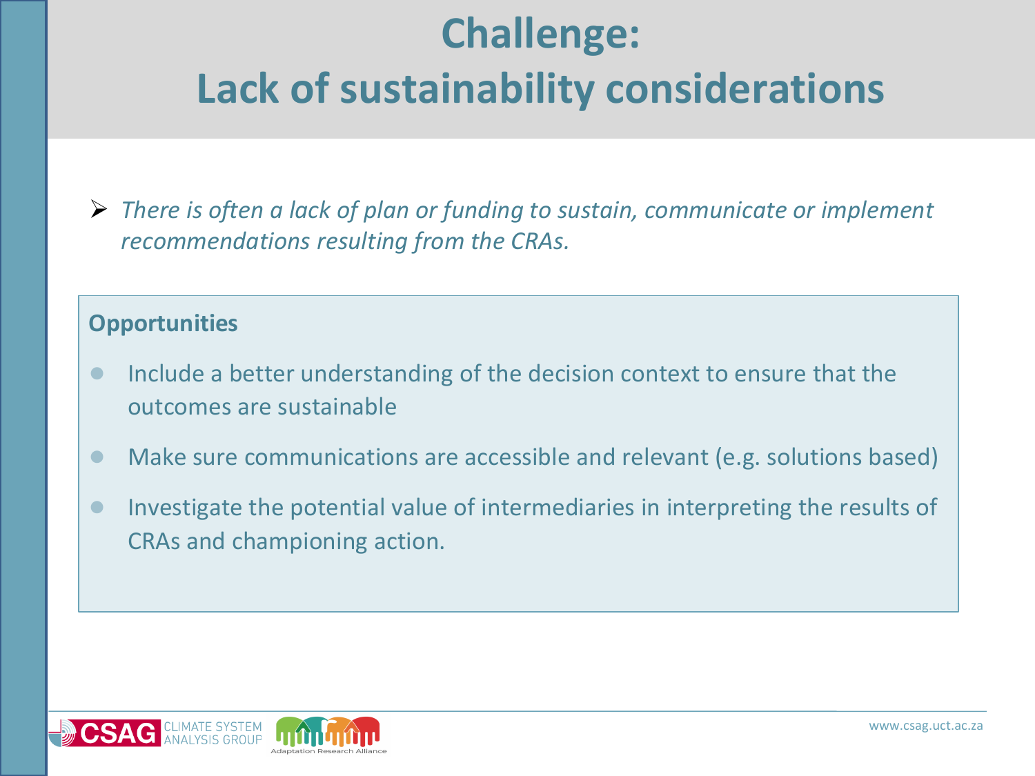# Challenge: Lack of sustainability considerations

- *There is often a lack of plan or funding to sustain, communicate or implement recommendations resulting from the CRAs.*

**Opportunities**

- Include a better understanding of the decision context to ensure that the outcomes are sustainable
- Make sure communications are accessible and relevant (e.g. solutions based)
- Investigate the potential value of intermediaries in interpreting the results of CRAs and championing action.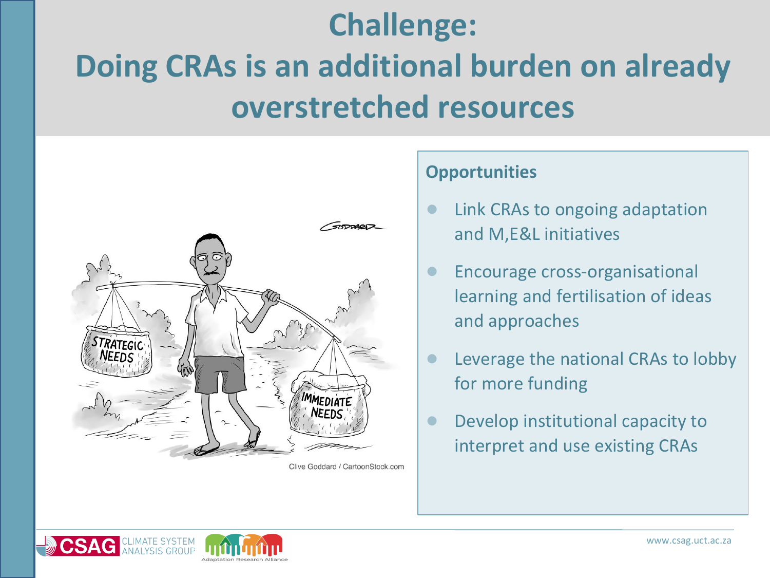# Challenge: Doing CRAs is an additional burden on already overstretched resources

Clive Goddard / CartoonStock.com

**Opportunities**

- Link CRAs to ongoing adaptation and M,E&L initiatives
- Encourage cross-organisational learning and fertilisation of ideas and approaches
- Leverage the national CRAs to lobby for more funding
- Develop institutional capacity to interpret and use existing CRAs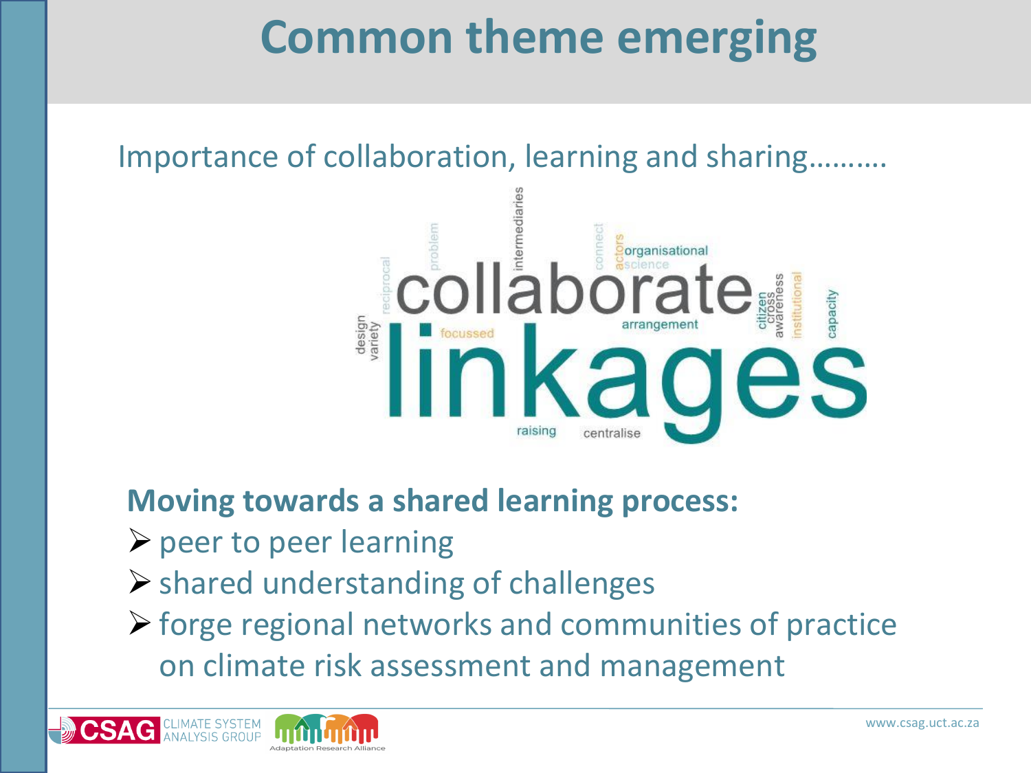# Common theme emerging

Importance of collaboration, learning and sharing……….

collaborate linkages intermediaries problem reciprocal connect actors organisational science design variety focussed arrangement citizen cross awareness institutional capacity raising centralise

**Moving towards a shared learning process:**

- peer to peer learning
- shared understanding of challenges
- forge regional networks and communities of practice on climate risk assessment and management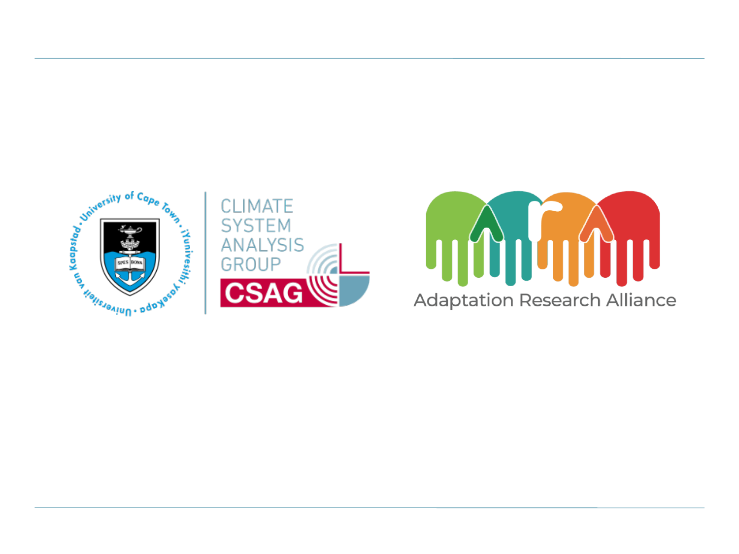CLIMATE SYSTEM ANALYSIS GROUP

CSAG

Adaptation Research Alliance